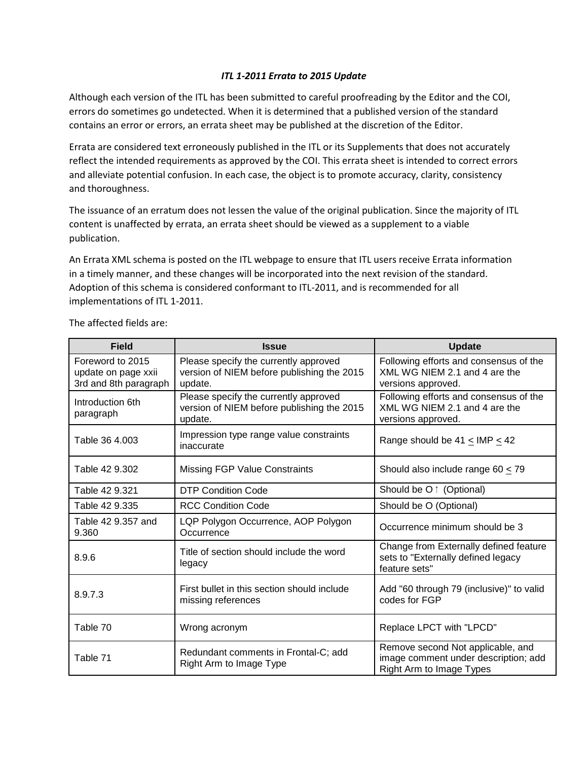*ITL 1-2011 Errata to 2015 Update*

Although each version of the ITL has been submitted to careful proofreading by the Editor and the COI, errors do sometimes go undetected. When it is determined that a published version of the standard contains an error or errors, an errata sheet may be published at the discretion of the Editor.

Errata are considered text erroneously published in the ITL or its Supplements that does not accurately reflect the intended requirements as approved by the COI. This errata sheet is intended to correct errors and alleviate potential confusion. In each case, the object is to promote accuracy, clarity, consistency and thoroughness.

The issuance of an erratum does not lessen the value of the original publication. Since the majority of ITL content is unaffected by errata, an errata sheet should be viewed as a supplement to a viable publication.

An Errata XML schema is posted on the ITL webpage to ensure that ITL users receive Errata information in a timely manner, and these changes will be incorporated into the next revision of the standard. Adoption of this schema is considered conformant to ITL-2011, and is recommended for all implementations of ITL 1-2011.

The affected fields are:

| Field | Issue | Update |
|---|---|---|
| Foreword to 2015 update on page xxii 3rd and 8th paragraph | Please specify the currently approved version of NIEM before publishing the 2015 update. | Following efforts and consensus of the XML WG NIEM 2.1 and 4 are the versions approved. |
| Introduction 6th paragraph | Please specify the currently approved version of NIEM before publishing the 2015 update. | Following efforts and consensus of the XML WG NIEM 2.1 and 4 are the versions approved. |
| Table 36 4.003 | Impression type range value constraints inaccurate | Range should be 41 $\leq$ IMP $\leq$ 42 |
| Table 42 9.302 | Missing FGP Value Constraints | Should also include range 60 $\leq$ 79 |
| Table 42 9.321 | DTP Condition Code | Should be O↑ (Optional) |
| Table 42 9.335 | RCC Condition Code | Should be O (Optional) |
| Table 42 9.357 and 9.360 | LQP Polygon Occurrence, AOP Polygon Occurrence | Occurrence minimum should be 3 |
| 8.9.6 | Title of section should include the word legacy | Change from Externally defined feature sets to "Externally defined legacy feature sets" |
| 8.9.7.3 | First bullet in this section should include missing references | Add "60 through 79 (inclusive)" to valid codes for FGP |
| Table 70 | Wrong acronym | Replace LPCT with "LPCD" |
| Table 71 | Redundant comments in Frontal-C; add Right Arm to Image Type | Remove second Not applicable, and image comment under description; add Right Arm to Image Types |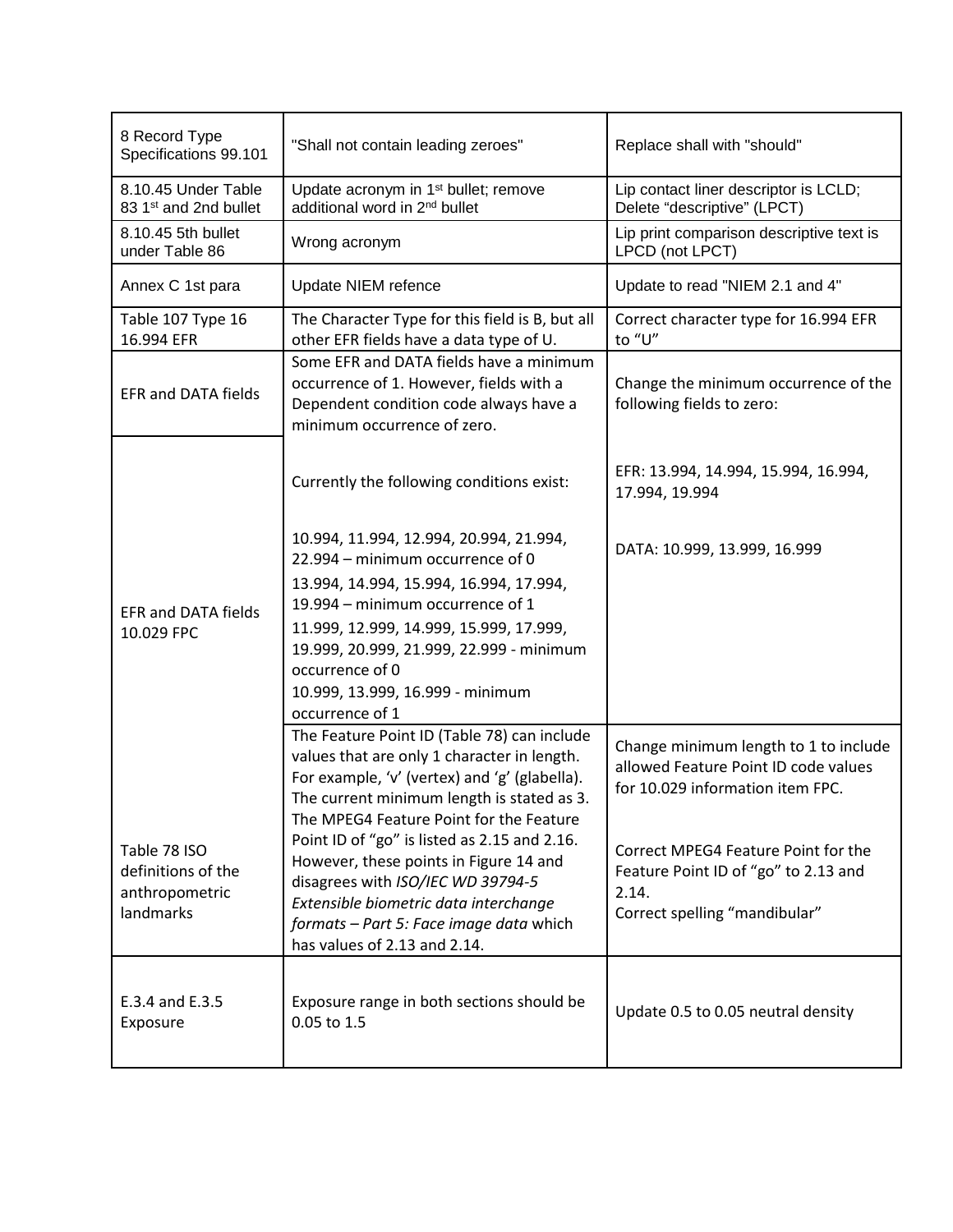| | | |
|---|---|---|
| 8 Record Type Specifications 99.101 | "Shall not contain leading zeroes" | Replace shall with "should" |
| 8.10.45 Under Table 83 1st and 2nd bullet | Update acronym in 1st bullet; remove additional word in 2nd bullet | Lip contact liner descriptor is LCLD; Delete "descriptive" (LPCT) |
| 8.10.45 5th bullet under Table 86 | Wrong acronym | Lip print comparison descriptive text is LPCD (not LPCT) |
| Annex C 1st para | Update NIEM refence | Update to read "NIEM 2.1 and 4" |
| Table 107 Type 16 16.994 EFR | The Character Type for this field is B, but all other EFR fields have a data type of U. | Correct character type for 16.994 EFR to "U" |
| EFR and DATA fields | Some EFR and DATA fields have a minimum occurrence of 1. However, fields with a Dependent condition code always have a minimum occurrence of zero. | Change the minimum occurrence of the following fields to zero: |
| EFR and DATA fields 10.029 FPC | Currently the following conditions exist:<br><br>10.994, 11.994, 12.994, 20.994, 21.994, 22.994 – minimum occurrence of 0<br>13.994, 14.994, 15.994, 16.994, 17.994, 19.994 – minimum occurrence of 1<br>11.999, 12.999, 14.999, 15.999, 17.999, 19.999, 20.999, 21.999, 22.999 - minimum occurrence of 0<br>10.999, 13.999, 16.999 - minimum occurrence of 1 | EFR: 13.994, 14.994, 15.994, 16.994, 17.994, 19.994<br><br>DATA: 10.999, 13.999, 16.999 |
| | The Feature Point ID (Table 78) can include values that are only 1 character in length. For example, 'v' (vertex) and 'g' (glabella). The current minimum length is stated as 3. | Change minimum length to 1 to include allowed Feature Point ID code values for 10.029 information item FPC. |
| Table 78 ISO definitions of the anthropometric landmarks | The MPEG4 Feature Point for the Feature Point ID of "go" is listed as 2.15 and 2.16. However, these points in Figure 14 and disagrees with *ISO/IEC WD 39794-5 Extensible biometric data interchange formats – Part 5: Face image data* which has values of 2.13 and 2.14. | Correct MPEG4 Feature Point for the Feature Point ID of "go" to 2.13 and 2.14.<br>Correct spelling "mandibular" |
| E.3.4 and E.3.5 Exposure | Exposure range in both sections should be 0.05 to 1.5 | Update 0.5 to 0.05 neutral density |